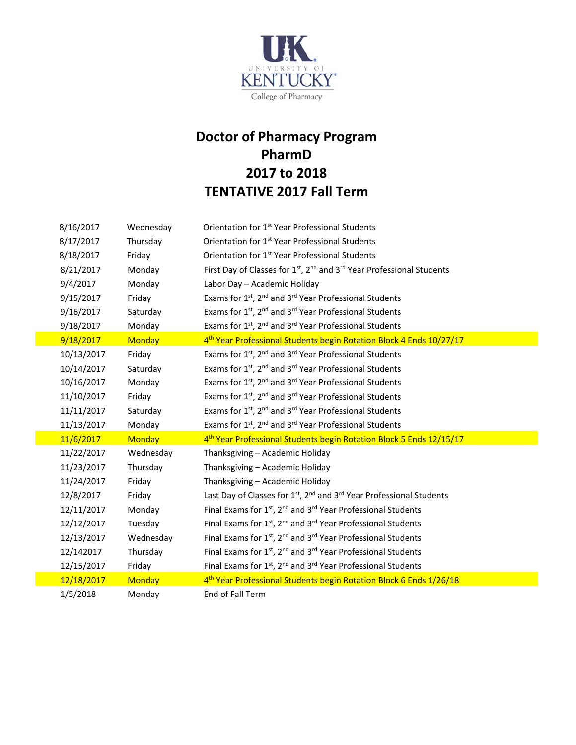University of Kentucky College of Pharmacy

# Doctor of Pharmacy Program
# PharmD
# 2017 to 2018
# TENTATIVE 2017 Fall Term

| | | |
|---|---|---|
| 8/16/2017 | Wednesday | Orientation for 1st Year Professional Students |
| 8/17/2017 | Thursday | Orientation for 1st Year Professional Students |
| 8/18/2017 | Friday | Orientation for 1st Year Professional Students |
| 8/21/2017 | Monday | First Day of Classes for 1st, 2nd and 3rd Year Professional Students |
| 9/4/2017 | Monday | Labor Day – Academic Holiday |
| 9/15/2017 | Friday | Exams for 1st, 2nd and 3rd Year Professional Students |
| 9/16/2017 | Saturday | Exams for 1st, 2nd and 3rd Year Professional Students |
| 9/18/2017 | Monday | Exams for 1st, 2nd and 3rd Year Professional Students |
| 9/18/2017 | Monday | 4th Year Professional Students begin Rotation Block 4 Ends 10/27/17 |
| 10/13/2017 | Friday | Exams for 1st, 2nd and 3rd Year Professional Students |
| 10/14/2017 | Saturday | Exams for 1st, 2nd and 3rd Year Professional Students |
| 10/16/2017 | Monday | Exams for 1st, 2nd and 3rd Year Professional Students |
| 11/10/2017 | Friday | Exams for 1st, 2nd and 3rd Year Professional Students |
| 11/11/2017 | Saturday | Exams for 1st, 2nd and 3rd Year Professional Students |
| 11/13/2017 | Monday | Exams for 1st, 2nd and 3rd Year Professional Students |
| 11/6/2017 | Monday | 4th Year Professional Students begin Rotation Block 5 Ends 12/15/17 |
| 11/22/2017 | Wednesday | Thanksgiving – Academic Holiday |
| 11/23/2017 | Thursday | Thanksgiving – Academic Holiday |
| 11/24/2017 | Friday | Thanksgiving – Academic Holiday |
| 12/8/2017 | Friday | Last Day of Classes for 1st, 2nd and 3rd Year Professional Students |
| 12/11/2017 | Monday | Final Exams for 1st, 2nd and 3rd Year Professional Students |
| 12/12/2017 | Tuesday | Final Exams for 1st, 2nd and 3rd Year Professional Students |
| 12/13/2017 | Wednesday | Final Exams for 1st, 2nd and 3rd Year Professional Students |
| 12/142017 | Thursday | Final Exams for 1st, 2nd and 3rd Year Professional Students |
| 12/15/2017 | Friday | Final Exams for 1st, 2nd and 3rd Year Professional Students |
| 12/18/2017 | Monday | 4th Year Professional Students begin Rotation Block 6 Ends 1/26/18 |
| 1/5/2018 | Monday | End of Fall Term |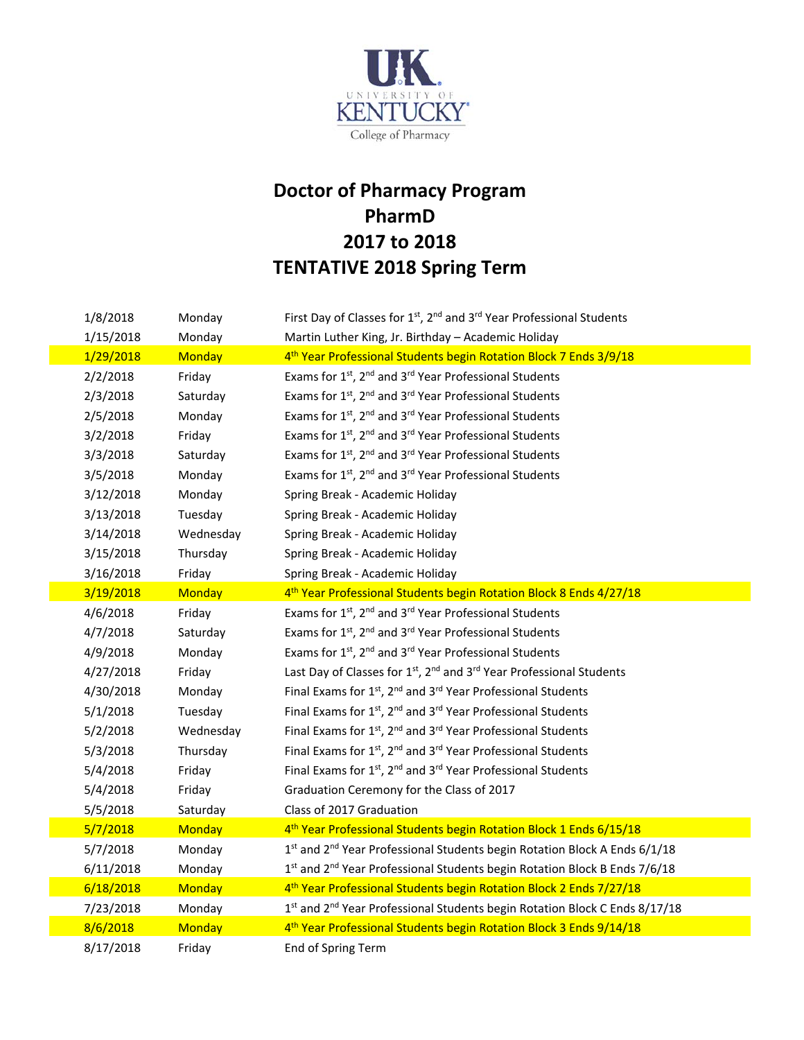UNIVERSITY OF KENTUCKY
College of Pharmacy

# Doctor of Pharmacy Program
# PharmD
# 2017 to 2018
# TENTATIVE 2018 Spring Term

| | | |
|---|---|---|
| 1/8/2018 | Monday | First Day of Classes for 1st, 2nd and 3rd Year Professional Students |
| 1/15/2018 | Monday | Martin Luther King, Jr. Birthday – Academic Holiday |
| 1/29/2018 | Monday | 4th Year Professional Students begin Rotation Block 7 Ends 3/9/18 |
| 2/2/2018 | Friday | Exams for 1st, 2nd and 3rd Year Professional Students |
| 2/3/2018 | Saturday | Exams for 1st, 2nd and 3rd Year Professional Students |
| 2/5/2018 | Monday | Exams for 1st, 2nd and 3rd Year Professional Students |
| 3/2/2018 | Friday | Exams for 1st, 2nd and 3rd Year Professional Students |
| 3/3/2018 | Saturday | Exams for 1st, 2nd and 3rd Year Professional Students |
| 3/5/2018 | Monday | Exams for 1st, 2nd and 3rd Year Professional Students |
| 3/12/2018 | Monday | Spring Break - Academic Holiday |
| 3/13/2018 | Tuesday | Spring Break - Academic Holiday |
| 3/14/2018 | Wednesday | Spring Break - Academic Holiday |
| 3/15/2018 | Thursday | Spring Break - Academic Holiday |
| 3/16/2018 | Friday | Spring Break - Academic Holiday |
| 3/19/2018 | Monday | 4th Year Professional Students begin Rotation Block 8 Ends 4/27/18 |
| 4/6/2018 | Friday | Exams for 1st, 2nd and 3rd Year Professional Students |
| 4/7/2018 | Saturday | Exams for 1st, 2nd and 3rd Year Professional Students |
| 4/9/2018 | Monday | Exams for 1st, 2nd and 3rd Year Professional Students |
| 4/27/2018 | Friday | Last Day of Classes for 1st, 2nd and 3rd Year Professional Students |
| 4/30/2018 | Monday | Final Exams for 1st, 2nd and 3rd Year Professional Students |
| 5/1/2018 | Tuesday | Final Exams for 1st, 2nd and 3rd Year Professional Students |
| 5/2/2018 | Wednesday | Final Exams for 1st, 2nd and 3rd Year Professional Students |
| 5/3/2018 | Thursday | Final Exams for 1st, 2nd and 3rd Year Professional Students |
| 5/4/2018 | Friday | Final Exams for 1st, 2nd and 3rd Year Professional Students |
| 5/4/2018 | Friday | Graduation Ceremony for the Class of 2017 |
| 5/5/2018 | Saturday | Class of 2017 Graduation |
| 5/7/2018 | Monday | 4th Year Professional Students begin Rotation Block 1 Ends 6/15/18 |
| 5/7/2018 | Monday | 1st and 2nd Year Professional Students begin Rotation Block A Ends 6/1/18 |
| 6/11/2018 | Monday | 1st and 2nd Year Professional Students begin Rotation Block B Ends 7/6/18 |
| 6/18/2018 | Monday | 4th Year Professional Students begin Rotation Block 2 Ends 7/27/18 |
| 7/23/2018 | Monday | 1st and 2nd Year Professional Students begin Rotation Block C Ends 8/17/18 |
| 8/6/2018 | Monday | 4th Year Professional Students begin Rotation Block 3 Ends 9/14/18 |
| 8/17/2018 | Friday | End of Spring Term |